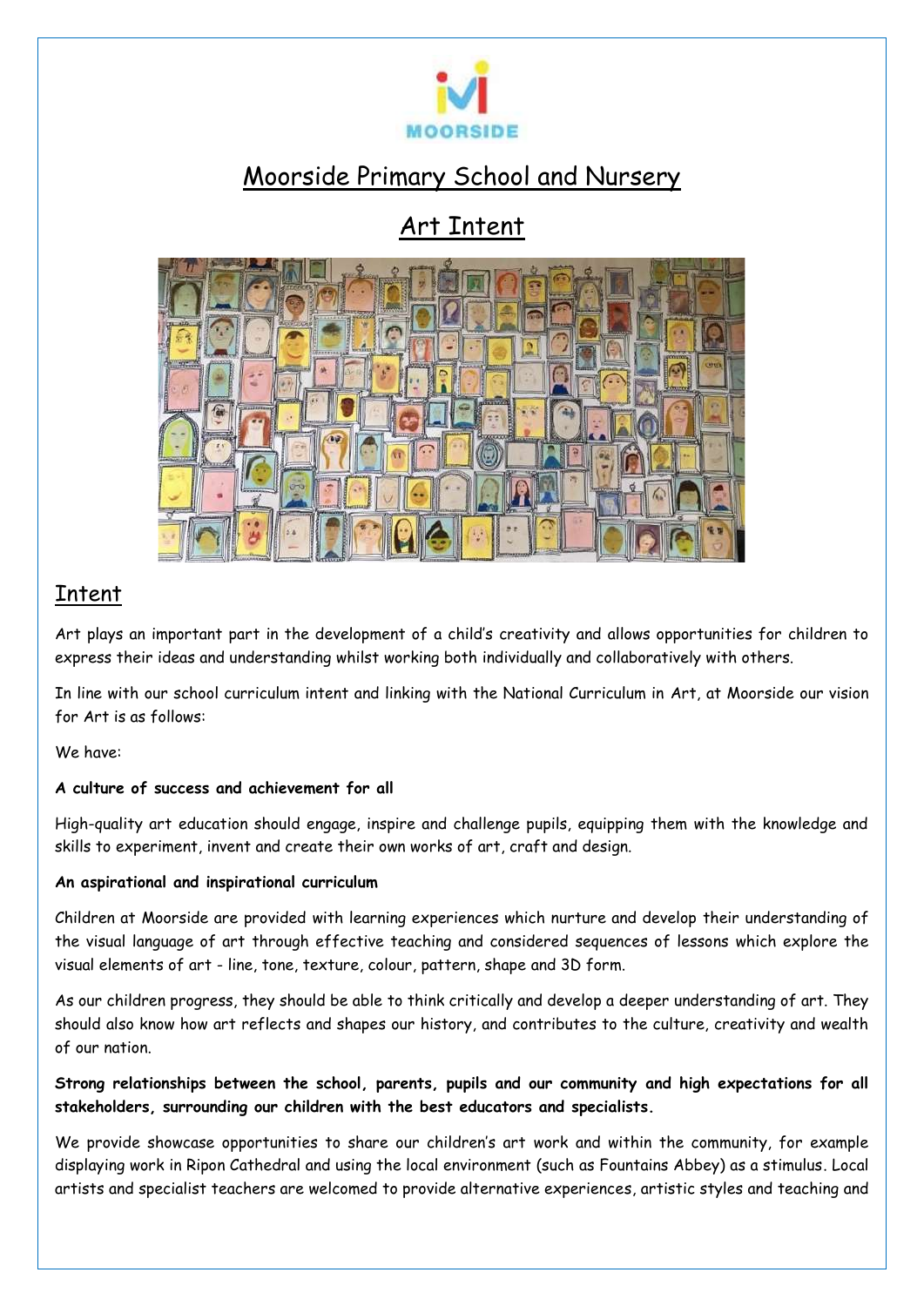MOORSIDE

# Moorside Primary School and Nursery

## Art Intent

## Intent

Art plays an important part in the development of a child's creativity and allows opportunities for children to express their ideas and understanding whilst working both individually and collaboratively with others.

In line with our school curriculum intent and linking with the National Curriculum in Art, at Moorside our vision for Art is as follows:

We have:

**A culture of success and achievement for all**

High-quality art education should engage, inspire and challenge pupils, equipping them with the knowledge and skills to experiment, invent and create their own works of art, craft and design.

**An aspirational and inspirational curriculum**

Children at Moorside are provided with learning experiences which nurture and develop their understanding of the visual language of art through effective teaching and considered sequences of lessons which explore the visual elements of art - line, tone, texture, colour, pattern, shape and 3D form.

As our children progress, they should be able to think critically and develop a deeper understanding of art. They should also know how art reflects and shapes our history, and contributes to the culture, creativity and wealth of our nation.

**Strong relationships between the school, parents, pupils and our community and high expectations for all stakeholders, surrounding our children with the best educators and specialists.**

We provide showcase opportunities to share our children's art work and within the community, for example displaying work in Ripon Cathedral and using the local environment (such as Fountains Abbey) as a stimulus. Local artists and specialist teachers are welcomed to provide alternative experiences, artistic styles and teaching and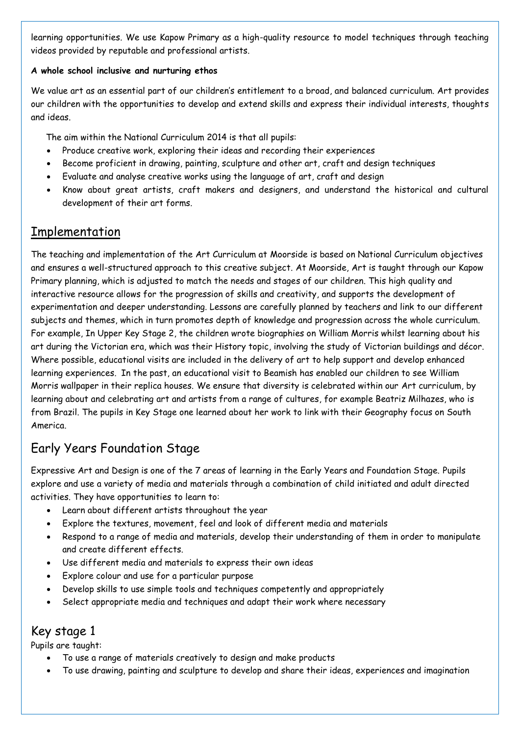learning opportunities. We use Kapow Primary as a high-quality resource to model techniques through teaching videos provided by reputable and professional artists.

**A whole school inclusive and nurturing ethos**

We value art as an essential part of our children's entitlement to a broad, and balanced curriculum. Art provides our children with the opportunities to develop and extend skills and express their individual interests, thoughts and ideas.

The aim within the National Curriculum 2014 is that all pupils:

- Produce creative work, exploring their ideas and recording their experiences
- Become proficient in drawing, painting, sculpture and other art, craft and design techniques
- Evaluate and analyse creative works using the language of art, craft and design
- Know about great artists, craft makers and designers, and understand the historical and cultural development of their art forms.

## Implementation

The teaching and implementation of the Art Curriculum at Moorside is based on National Curriculum objectives and ensures a well-structured approach to this creative subject. At Moorside, Art is taught through our Kapow Primary planning, which is adjusted to match the needs and stages of our children. This high quality and interactive resource allows for the progression of skills and creativity, and supports the development of experimentation and deeper understanding. Lessons are carefully planned by teachers and link to our different subjects and themes, which in turn promotes depth of knowledge and progression across the whole curriculum. For example, In Upper Key Stage 2, the children wrote biographies on William Morris whilst learning about his art during the Victorian era, which was their History topic, involving the study of Victorian buildings and décor. Where possible, educational visits are included in the delivery of art to help support and develop enhanced learning experiences. In the past, an educational visit to Beamish has enabled our children to see William Morris wallpaper in their replica houses. We ensure that diversity is celebrated within our Art curriculum, by learning about and celebrating art and artists from a range of cultures, for example Beatriz Milhazes, who is from Brazil. The pupils in Key Stage one learned about her work to link with their Geography focus on South America.

## Early Years Foundation Stage

Expressive Art and Design is one of the 7 areas of learning in the Early Years and Foundation Stage. Pupils explore and use a variety of media and materials through a combination of child initiated and adult directed activities. They have opportunities to learn to:

- Learn about different artists throughout the year
- Explore the textures, movement, feel and look of different media and materials
- Respond to a range of media and materials, develop their understanding of them in order to manipulate and create different effects.
- Use different media and materials to express their own ideas
- Explore colour and use for a particular purpose
- Develop skills to use simple tools and techniques competently and appropriately
- Select appropriate media and techniques and adapt their work where necessary

## Key stage 1

Pupils are taught:

- To use a range of materials creatively to design and make products
- To use drawing, painting and sculpture to develop and share their ideas, experiences and imagination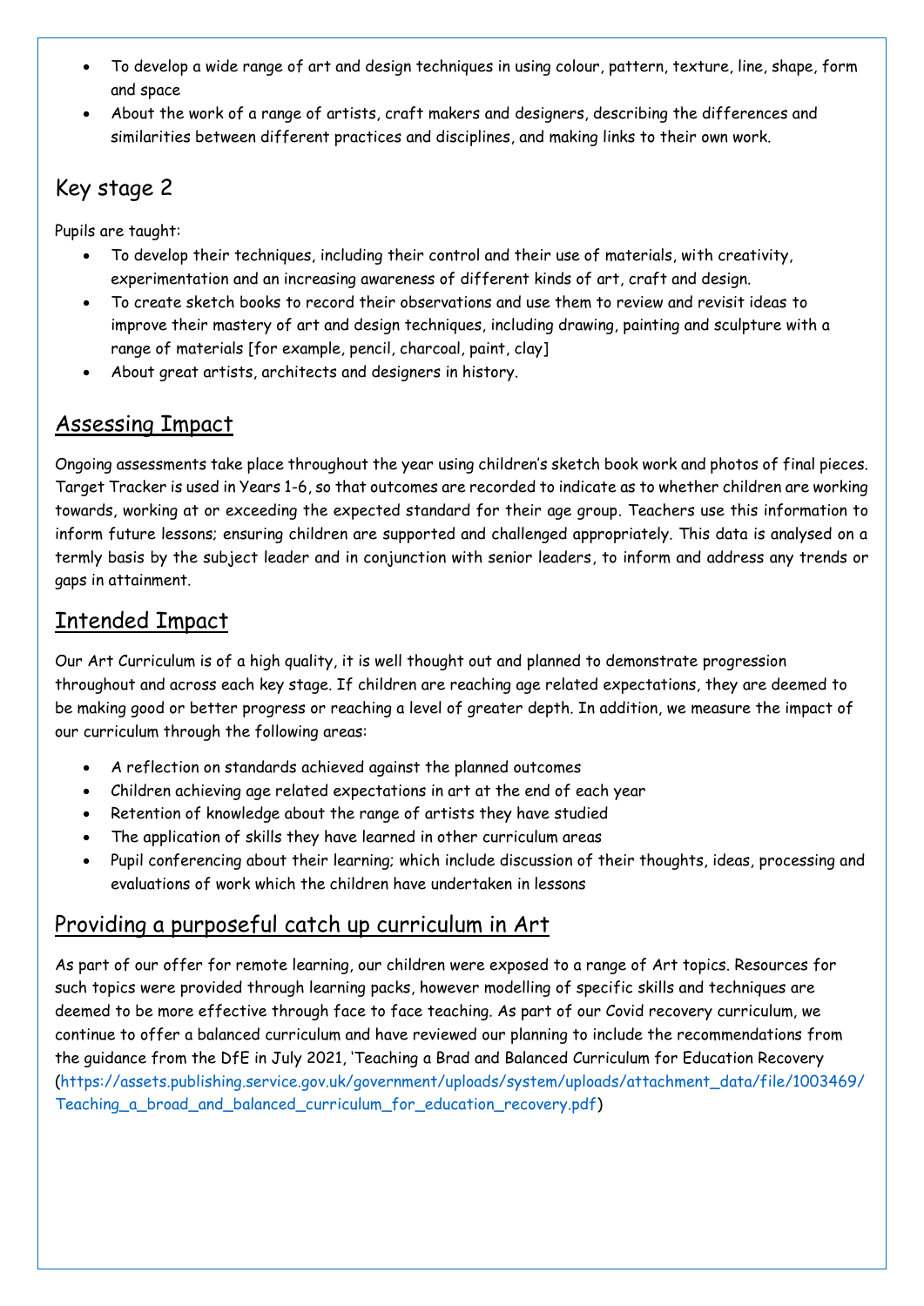- To develop a wide range of art and design techniques in using colour, pattern, texture, line, shape, form and space
- About the work of a range of artists, craft makers and designers, describing the differences and similarities between different practices and disciplines, and making links to their own work.

## Key stage 2

Pupils are taught:

- To develop their techniques, including their control and their use of materials, with creativity, experimentation and an increasing awareness of different kinds of art, craft and design.
- To create sketch books to record their observations and use them to review and revisit ideas to improve their mastery of art and design techniques, including drawing, painting and sculpture with a range of materials [for example, pencil, charcoal, paint, clay]
- About great artists, architects and designers in history.

## Assessing Impact

Ongoing assessments take place throughout the year using children's sketch book work and photos of final pieces. Target Tracker is used in Years 1-6, so that outcomes are recorded to indicate as to whether children are working towards, working at or exceeding the expected standard for their age group. Teachers use this information to inform future lessons; ensuring children are supported and challenged appropriately. This data is analysed on a termly basis by the subject leader and in conjunction with senior leaders, to inform and address any trends or gaps in attainment.

## Intended Impact

Our Art Curriculum is of a high quality, it is well thought out and planned to demonstrate progression throughout and across each key stage. If children are reaching age related expectations, they are deemed to be making good or better progress or reaching a level of greater depth. In addition, we measure the impact of our curriculum through the following areas:

- A reflection on standards achieved against the planned outcomes
- Children achieving age related expectations in art at the end of each year
- Retention of knowledge about the range of artists they have studied
- The application of skills they have learned in other curriculum areas
- Pupil conferencing about their learning; which include discussion of their thoughts, ideas, processing and evaluations of work which the children have undertaken in lessons

## Providing a purposeful catch up curriculum in Art

As part of our offer for remote learning, our children were exposed to a range of Art topics. Resources for such topics were provided through learning packs, however modelling of specific skills and techniques are deemed to be more effective through face to face teaching. As part of our Covid recovery curriculum, we continue to offer a balanced curriculum and have reviewed our planning to include the recommendations from the guidance from the DfE in July 2021, 'Teaching a Brad and Balanced Curriculum for Education Recovery (https://assets.publishing.service.gov.uk/government/uploads/system/uploads/attachment_data/file/1003469/Teaching_a_broad_and_balanced_curriculum_for_education_recovery.pdf)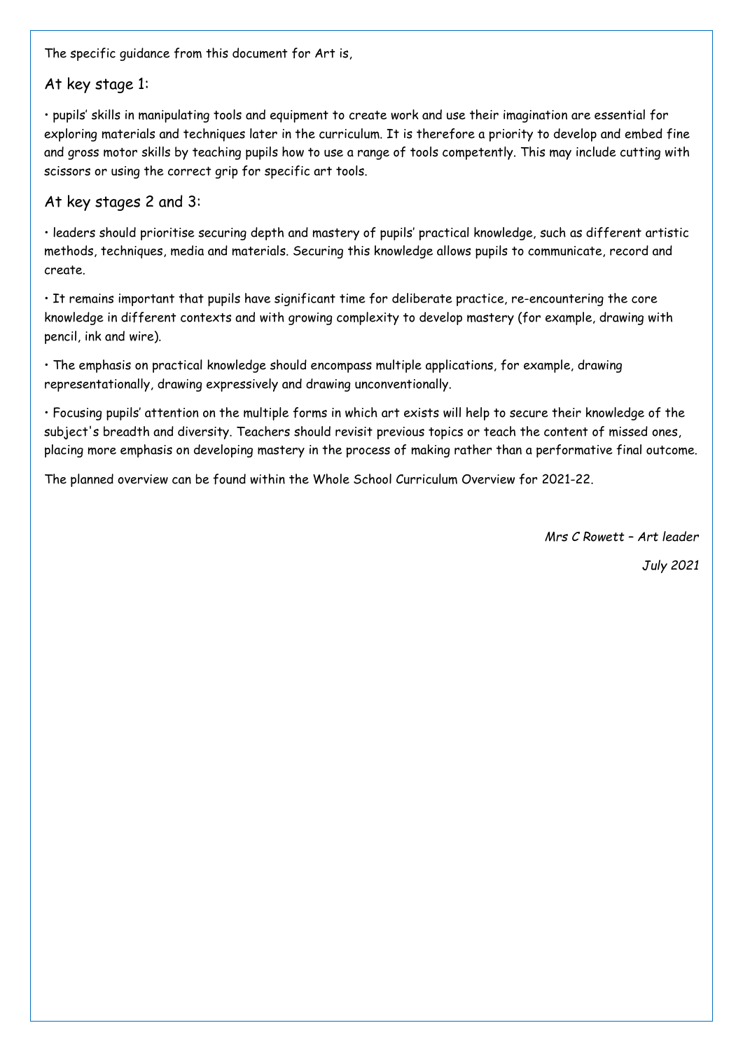The specific guidance from this document for Art is,

## At key stage 1:

- pupils' skills in manipulating tools and equipment to create work and use their imagination are essential for exploring materials and techniques later in the curriculum. It is therefore a priority to develop and embed fine and gross motor skills by teaching pupils how to use a range of tools competently. This may include cutting with scissors or using the correct grip for specific art tools.

## At key stages 2 and 3:

- leaders should prioritise securing depth and mastery of pupils' practical knowledge, such as different artistic methods, techniques, media and materials. Securing this knowledge allows pupils to communicate, record and create.
- It remains important that pupils have significant time for deliberate practice, re-encountering the core knowledge in different contexts and with growing complexity to develop mastery (for example, drawing with pencil, ink and wire).
- The emphasis on practical knowledge should encompass multiple applications, for example, drawing representationally, drawing expressively and drawing unconventionally.
- Focusing pupils' attention on the multiple forms in which art exists will help to secure their knowledge of the subject's breadth and diversity. Teachers should revisit previous topics or teach the content of missed ones, placing more emphasis on developing mastery in the process of making rather than a performative final outcome.

The planned overview can be found within the Whole School Curriculum Overview for 2021-22.

*Mrs C Rowett – Art leader*

*July 2021*